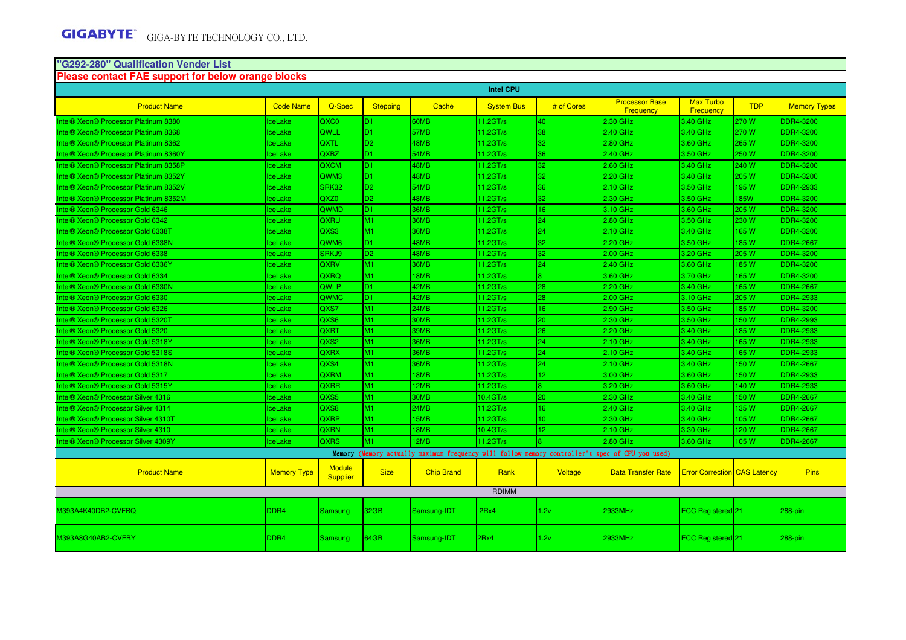GIGABYTE™ GIGA-BYTE TECHNOLOGY CO., LTD.

## "G292-280" Qualification Vender List

**Please contact FAE support for below orange blocks**

**Intel CPU**

| Product Name | Code Name | Q-Spec | Stepping | Cache | System Bus | # of Cores | Processor Base Frequency | Max Turbo Frequency | TDP | Memory Types |
|---|---|---|---|---|---|---|---|---|---|---|
| Intel® Xeon® Processor Platinum 8380 | IceLake | QXC0 | D1 | 60MB | 11.2GT/s | 40 | 2.30 GHz | 3.40 GHz | 270 W | DDR4-3200 |
| Intel® Xeon® Processor Platinum 8368 | IceLake | QWLL | D1 | 57MB | 11.2GT/s | 38 | 2.40 GHz | 3.40 GHz | 270 W | DDR4-3200 |
| Intel® Xeon® Processor Platinum 8362 | IceLake | QXTL | D2 | 48MB | 11.2GT/s | 32 | 2.80 GHz | 3.60 GHz | 265 W | DDR4-3200 |
| Intel® Xeon® Processor Platinum 8360Y | IceLake | QXBZ | D1 | 54MB | 11.2GT/s | 36 | 2.40 GHz | 3.50 GHz | 250 W | DDR4-3200 |
| Intel® Xeon® Processor Platinum 8358P | IceLake | QXCM | D1 | 48MB | 11.2GT/s | 32 | 2.60 GHz | 3.40 GHz | 240 W | DDR4-3200 |
| Intel® Xeon® Processor Platinum 8352Y | IceLake | QWM3 | D1 | 48MB | 11.2GT/s | 32 | 2.20 GHz | 3.40 GHz | 205 W | DDR4-3200 |
| Intel® Xeon® Processor Platinum 8352V | IceLake | SRK32 | D2 | 54MB | 11.2GT/s | 36 | 2.10 GHz | 3.50 GHz | 195 W | DDR4-2933 |
| Intel® Xeon® Processor Platinum 8352M | IceLake | QXZ0 | D2 | 48MB | 11.2GT/s | 32 | 2.30 GHz | 3.50 GHz | 185W | DDR4-3200 |
| Intel® Xeon® Processor Gold 6346 | IceLake | QWMD | D1 | 36MB | 11.2GT/s | 16 | 3.10 GHz | 3.60 GHz | 205 W | DDR4-3200 |
| Intel® Xeon® Processor Gold 6342 | IceLake | QXRU | M1 | 36MB | 11.2GT/s | 24 | 2.80 GHz | 3.50 GHz | 230 W | DDR4-3200 |
| Intel® Xeon® Processor Gold 6338T | IceLake | QXS3 | M1 | 36MB | 11.2GT/s | 24 | 2.10 GHz | 3.40 GHz | 165 W | DDR4-3200 |
| Intel® Xeon® Processor Gold 6338N | IceLake | QWM6 | D1 | 48MB | 11.2GT/s | 32 | 2.20 GHz | 3.50 GHz | 185 W | DDR4-2667 |
| Intel® Xeon® Processor Gold 6338 | IceLake | SRKJ9 | D2 | 48MB | 11.2GT/s | 32 | 2.00 GHz | 3.20 GHz | 205 W | DDR4-3200 |
| Intel® Xeon® Processor Gold 6336Y | IceLake | QXRV | M1 | 36MB | 11.2GT/s | 24 | 2.40 GHz | 3.60 GHz | 185 W | DDR4-3200 |
| Intel® Xeon® Processor Gold 6334 | IceLake | QXRQ | M1 | 18MB | 11.2GT/s | 8 | 3.60 GHz | 3.70 GHz | 165 W | DDR4-3200 |
| Intel® Xeon® Processor Gold 6330N | IceLake | QWLP | D1 | 42MB | 11.2GT/s | 28 | 2.20 GHz | 3.40 GHz | 165 W | DDR4-2667 |
| Intel® Xeon® Processor Gold 6330 | IceLake | QWMC | D1 | 42MB | 11.2GT/s | 28 | 2.00 GHz | 3.10 GHz | 205 W | DDR4-2933 |
| Intel® Xeon® Processor Gold 6326 | IceLake | QXS7 | M1 | 24MB | 11.2GT/s | 16 | 2.90 GHz | 3.50 GHz | 185 W | DDR4-3200 |
| Intel® Xeon® Processor Gold 5320T | IceLake | QXS6 | M1 | 30MB | 11.2GT/s | 20 | 2.30 GHz | 3.50 GHz | 150 W | DDR4-2993 |
| Intel® Xeon® Processor Gold 5320 | IceLake | QXRT | M1 | 39MB | 11.2GT/s | 26 | 2.20 GHz | 3.40 GHz | 185 W | DDR4-2933 |
| Intel® Xeon® Processor Gold 5318Y | IceLake | QXS2 | M1 | 36MB | 11.2GT/s | 24 | 2.10 GHz | 3.40 GHz | 165 W | DDR4-2933 |
| Intel® Xeon® Processor Gold 5318S | IceLake | QXRX | M1 | 36MB | 11.2GT/s | 24 | 2.10 GHz | 3.40 GHz | 165 W | DDR4-2933 |
| Intel® Xeon® Processor Gold 5318N | IceLake | QXS4 | M1 | 36MB | 11.2GT/s | 24 | 2.10 GHz | 3.40 GHz | 150 W | DDR4-2667 |
| Intel® Xeon® Processor Gold 5317 | IceLake | QXRM | M1 | 18MB | 11.2GT/s | 12 | 3.00 GHz | 3.60 GHz | 150 W | DDR4-2933 |
| Intel® Xeon® Processor Gold 5315Y | IceLake | QXRR | M1 | 12MB | 11.2GT/s | 8 | 3.20 GHz | 3.60 GHz | 140 W | DDR4-2933 |
| Intel® Xeon® Processor Silver 4316 | IceLake | QXS5 | M1 | 30MB | 10.4GT/s | 20 | 2.30 GHz | 3.40 GHz | 150 W | DDR4-2667 |
| Intel® Xeon® Processor Silver 4314 | IceLake | QXS8 | M1 | 24MB | 11.2GT/s | 16 | 2.40 GHz | 3.40 GHz | 135 W | DDR4-2667 |
| Intel® Xeon® Processor Silver 4310T | IceLake | QXRP | M1 | 15MB | 11.2GT/s | 10 | 2.30 GHz | 3.40 GHz | 105 W | DDR4-2667 |
| Intel® Xeon® Processor Silver 4310 | IceLake | QXRN | M1 | 18MB | 10.4GT/s | 12 | 2.10 GHz | 3.30 GHz | 120 W | DDR4-2667 |
| Intel® Xeon® Processor Silver 4309Y | IceLake | QXRS | M1 | 12MB | 11.2GT/s | 8 | 2.80 GHz | 3.60 GHz | 105 W | DDR4-2667 |

**Memory** (Memory actually maximum frequency will follow memory controller's spec of CPU you used)

| Product Name | Memory Type | Module Supplier | Size | Chip Brand | Rank | Voltage | Data Transfer Rate | Error Correction | CAS Latency | Pins |
|---|---|---|---|---|---|---|---|---|---|---|
| RDIMM | | | | | | | | | | |
| M393A4K40DB2-CVFBQ | DDR4 | Samsung | 32GB | Samsung-IDT | 2Rx4 | 1.2v | 2933MHz | ECC Registered | 21 | 288-pin |
| M393A8G40AB2-CVFBY | DDR4 | Samsung | 64GB | Samsung-IDT | 2Rx4 | 1.2v | 2933MHz | ECC Registered | 21 | 288-pin |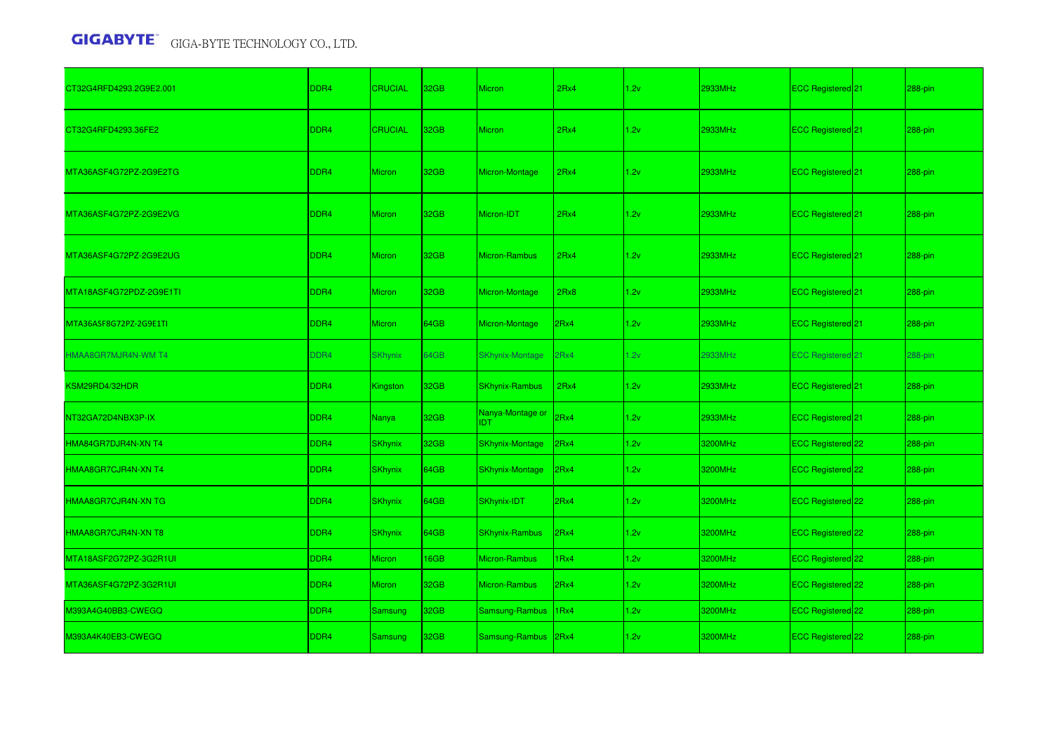| | | | | | | | | | | |
|---|---|---|---|---|---|---|---|---|---|---|
| CT32G4RFD4293.2G9E2.001 | DDR4 | CRUCIAL | 32GB | Micron | 2Rx4 | 1.2v | 2933MHz | ECC Registered | 21 | 288-pin |
| CT32G4RFD4293.36FE2 | DDR4 | CRUCIAL | 32GB | Micron | 2Rx4 | 1.2v | 2933MHz | ECC Registered | 21 | 288-pin |
| MTA36ASF4G72PZ-2G9E2TG | DDR4 | Micron | 32GB | Micron-Montage | 2Rx4 | 1.2v | 2933MHz | ECC Registered | 21 | 288-pin |
| MTA36ASF4G72PZ-2G9E2VG | DDR4 | Micron | 32GB | Micron-IDT | 2Rx4 | 1.2v | 2933MHz | ECC Registered | 21 | 288-pin |
| MTA36ASF4G72PZ-2G9E2UG | DDR4 | Micron | 32GB | Micron-Rambus | 2Rx4 | 1.2v | 2933MHz | ECC Registered | 21 | 288-pin |
| MTA18ASF4G72PDZ-2G9E1TI | DDR4 | Micron | 32GB | Micron-Montage | 2Rx8 | 1.2v | 2933MHz | ECC Registered | 21 | 288-pin |
| MTA36ASF8G72PZ-2G9E1TI | DDR4 | Micron | 64GB | Micron-Montage | 2Rx4 | 1.2v | 2933MHz | ECC Registered | 21 | 288-pin |
| HMAA8GR7MJR4N-WM T4 | DDR4 | SKhynix | 64GB | SKhynix-Montage | 2Rx4 | 1.2v | 2933MHz | ECC Registered | 21 | 288-pin |
| KSM29RD4/32HDR | DDR4 | Kingston | 32GB | SKhynix-Rambus | 2Rx4 | 1.2v | 2933MHz | ECC Registered | 21 | 288-pin |
| NT32GA72D4NBX3P-IX | DDR4 | Nanya | 32GB | Nanya-Montage or IDT | 2Rx4 | 1.2v | 2933MHz | ECC Registered | 21 | 288-pin |
| HMA84GR7DJR4N-XN T4 | DDR4 | SKhynix | 32GB | SKhynix-Montage | 2Rx4 | 1.2v | 3200MHz | ECC Registered | 22 | 288-pin |
| HMAA8GR7CJR4N-XN T4 | DDR4 | SKhynix | 64GB | SKhynix-Montage | 2Rx4 | 1.2v | 3200MHz | ECC Registered | 22 | 288-pin |
| HMAA8GR7CJR4N-XN TG | DDR4 | SKhynix | 64GB | SKhynix-IDT | 2Rx4 | 1.2v | 3200MHz | ECC Registered | 22 | 288-pin |
| HMAA8GR7CJR4N-XN T8 | DDR4 | SKhynix | 64GB | SKhynix-Rambus | 2Rx4 | 1.2v | 3200MHz | ECC Registered | 22 | 288-pin |
| MTA18ASF2G72PZ-3G2R1UI | DDR4 | Micron | 16GB | Micron-Rambus | 1Rx4 | 1.2v | 3200MHz | ECC Registered | 22 | 288-pin |
| MTA36ASF4G72PZ-3G2R1UI | DDR4 | Micron | 32GB | Micron-Rambus | 2Rx4 | 1.2v | 3200MHz | ECC Registered | 22 | 288-pin |
| M393A4G40BB3-CWEGQ | DDR4 | Samsung | 32GB | Samsung-Rambus | 1Rx4 | 1.2v | 3200MHz | ECC Registered | 22 | 288-pin |
| M393A4K40EB3-CWEGQ | DDR4 | Samsung | 32GB | Samsung-Rambus | 2Rx4 | 1.2v | 3200MHz | ECC Registered | 22 | 288-pin |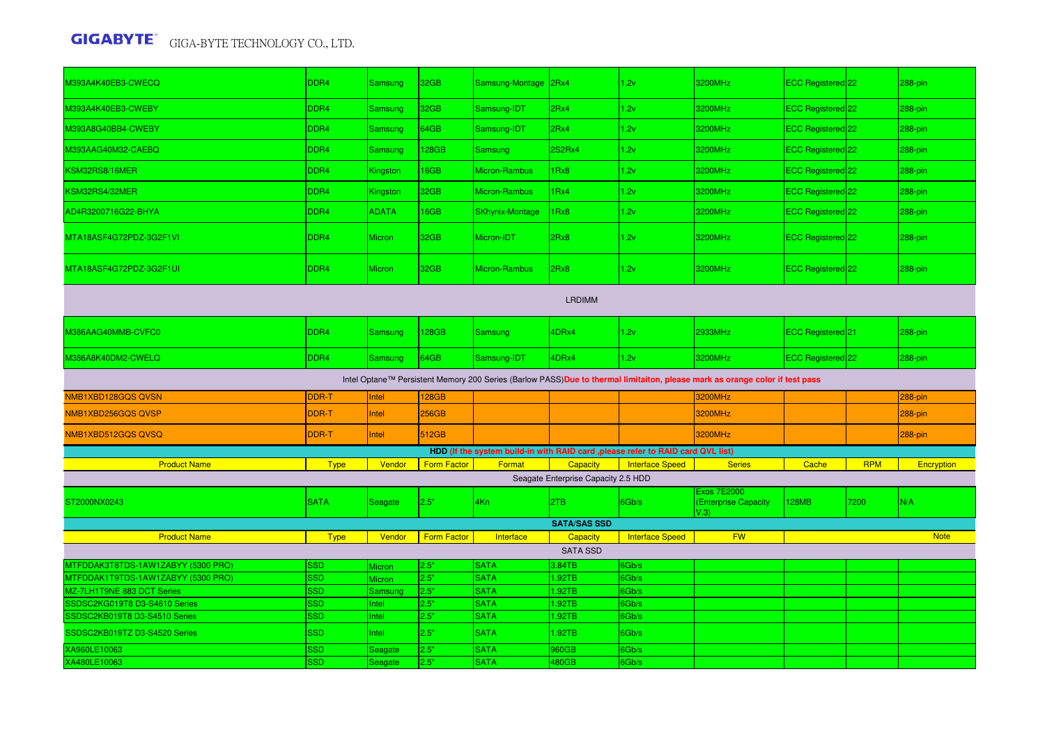| | | | | | | | | | | |
|---|---|---|---|---|---|---|---|---|---|---|
| M393A4K40EB3-CWECQ | DDR4 | Samsung | 32GB | Samsung-Montage | 2Rx4 | 1.2v | 3200MHz | ECC Registered | 22 | 288-pin |
| M393A4K40EB3-CWEBY | DDR4 | Samsung | 32GB | Samsung-IDT | 2Rx4 | 1.2v | 3200MHz | ECC Registered | 22 | 288-pin |
| M393A8G40BB4-CWEBY | DDR4 | Samsung | 64GB | Samsung-IDT | 2Rx4 | 1.2v | 3200MHz | ECC Registered | 22 | 288-pin |
| M393AAG40M32-CAEBQ | DDR4 | Samsung | 128GB | Samsung | 2S2Rx4 | 1.2v | 3200MHz | ECC Registered | 22 | 288-pin |
| KSM32RS8/16MER | DDR4 | Kingston | 16GB | Micron-Rambus | 1Rx8 | 1.2v | 3200MHz | ECC Registered | 22 | 288-pin |
| KSM32RS4/32MER | DDR4 | Kingston | 32GB | Micron-Rambus | 1Rx4 | 1.2v | 3200MHz | ECC Registered | 22 | 288-pin |
| AD4R3200716G22-BHYA | DDR4 | ADATA | 16GB | SKhynix-Montage | 1Rx8 | 1.2v | 3200MHz | ECC Registered | 22 | 288-pin |
| MTA18ASF4G72PDZ-3G2F1VI | DDR4 | Micron | 32GB | Micron-IDT | 2Rx8 | 1.2v | 3200MHz | ECC Registered | 22 | 288-pin |
| MTA18ASF4G72PDZ-3G2F1UI | DDR4 | Micron | 32GB | Micron-Rambus | 2Rx8 | 1.2v | 3200MHz | ECC Registered | 22 | 288-pin |
| LRDIMM | | | | | | | | | | |
| M386AAG40MMB-CVFC0 | DDR4 | Samsung | 128GB | Samsung | 4DRx4 | 1.2v | 2933MHz | ECC Registered | 21 | 288-pin |
| M386A8K40DM2-CWELQ | DDR4 | Samsung | 64GB | Samsung-IDT | 4DRx4 | 1.2v | 3200MHz | ECC Registered | 22 | 288-pin |
| Intel Optane™ Persistent Memory 200 Series (Barlow PASS) **Due to thermal limitaiton, please mark as orange color if test pass** | | | | | | | | | | |
| NMB1XBD128GQS QVSN | DDR-T | Intel | 128GB | | | | 3200MHz | | | 288-pin |
| NMB1XBD256GQS QVSP | DDR-T | Intel | 256GB | | | | 3200MHz | | | 288-pin |
| NMB1XBD512GQS QVSQ | DDR-T | Intel | 512GB | | | | 3200MHz | | | 288-pin |

**HDD (If the system build-in with RAID card ,please refer to RAID card QVL list)**

| Product Name | Type | Vendor | Form Factor | Format | Capacity | Interface Speed | Series | Cache | RPM | Encryption |
|---|---|---|---|---|---|---|---|---|---|---|
| Seagate Enterprise Capacity 2.5 HDD | | | | | | | | | | |
| ST2000NX0243 | SATA | Seagate | 2.5" | 4Kn | 2TB | 6Gb/s | Exos 7E2000 (Enterprise Capacity V.3) | 128MB | 7200 | N/A |

**SATA/SAS SSD**

| Product Name | Type | Vendor | Form Factor | Interface | Capacity | Interface Speed | FW | | | Note |
|---|---|---|---|---|---|---|---|---|---|---|
| SATA SSD | | | | | | | | | | |
| MTFDDAK3T8TDS-1AW1ZABYY (5300 PRO) | SSD | Micron | 2.5" | SATA | 3.84TB | 6Gb/s | | | | |
| MTFDDAK1T9TDS-1AW1ZABYY (5300 PRO) | SSD | Micron | 2.5" | SATA | 1.92TB | 6Gb/s | | | | |
| MZ-7LH1T9NE 883 DCT Series | SSD | Samsung | 2.5" | SATA | 1.92TB | 6Gb/s | | | | |
| SSDSC2KG019T8 D3-S4610 Series | SSD | Intel | 2.5" | SATA | 1.92TB | 6Gb/s | | | | |
| SSDSC2KB019T8 D3-S4510 Series | SSD | Intel | 2.5" | SATA | 1.92TB | 6Gb/s | | | | |
| SSDSC2KB019TZ D3-S4520 Series | SSD | Intel | 2.5" | SATA | 1.92TB | 6Gb/s | | | | |
| XA960LE10063 | SSD | Seagate | 2.5" | SATA | 960GB | 6Gb/s | | | | |
| XA480LE10063 | SSD | Seagate | 2.5" | SATA | 480GB | 6Gb/s | | | | |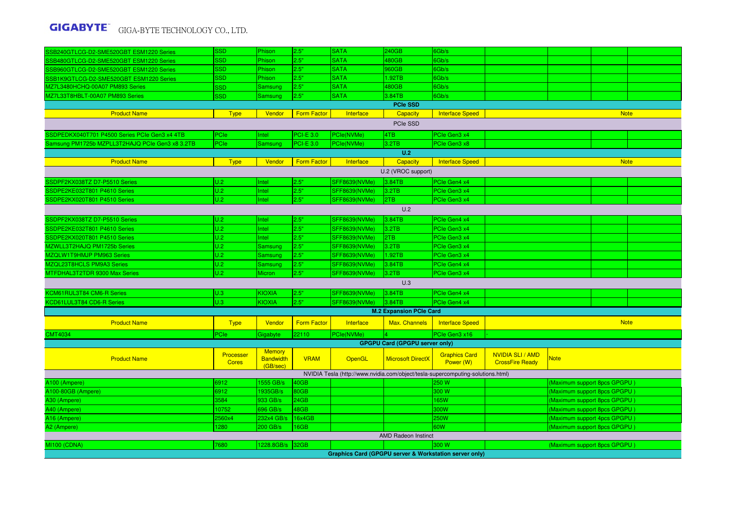| | | | | | | | | | | |
|---|---|---|---|---|---|---|---|---|---|---|
| SSB240GTLCG-D2-SME520GBT ESM1220 Series | SSD | Phison | 2.5" | SATA | 240GB | 6Gb/s | | | | |
| SSB480GTLCG-D2-SME520GBT ESM1220 Series | SSD | Phison | 2.5" | SATA | 480GB | 6Gb/s | | | | |
| SSB960GTLCG-D2-SME520GBT ESM1220 Series | SSD | Phison | 2.5" | SATA | 960GB | 6Gb/s | | | | |
| SSB1K9GTLCG-D2-SME520GBT ESM1220 Series | SSD | Phison | 2.5" | SATA | 1.92TB | 6Gb/s | | | | |
| MZ7L3480HCHQ-00A07 PM893 Series | SSD | Samsung | 2.5" | SATA | 480GB | 6Gb/s | | | | |
| MZ7L33T8HBLT-00A07 PM893 Series | SSD | Samsung | 2.5" | SATA | 3.84TB | 6Gb/s | | | | |

**PCIe SSD**

| Product Name | Type | Vendor | Form Factor | Interface | Capacity | Interface Speed | Note |
|---|---|---|---|---|---|---|---|
| PCIe SSD | | | | | | | |
| SSDPEDKX040T701 P4500 Series PCIe Gen3 x4 4TB | PCIe | Intel | PCI-E 3.0 | PCIe(NVMe) | 4TB | PCIe Gen3 x4 | |
| Samsung PM1725b MZPLL3T2HAJQ PCIe Gen3 x8 3.2TB | PCIe | Samsung | PCI-E 3.0 | PCIe(NVMe) | 3.2TB | PCIe Gen3 x8 | |

**U.2**

| Product Name | Type | Vendor | Form Factor | Interface | Capacity | Interface Speed | Note |
|---|---|---|---|---|---|---|---|
| U.2 (VROC support) | | | | | | | |
| SSDPF2KX038TZ D7-P5510 Series | U.2 | Intel | 2.5" | SFF8639(NVMe) | 3.84TB | PCIe Gen4 x4 | |
| SSDPE2KE032T801 P4610 Series | U.2 | Intel | 2.5" | SFF8639(NVMe) | 3.2TB | PCIe Gen3 x4 | |
| SSDPE2KX020T801 P4510 Series | U.2 | Intel | 2.5" | SFF8639(NVMe) | 2TB | PCIe Gen3 x4 | |
| U.2 | | | | | | | |
| SSDPF2KX038TZ D7-P5510 Series | U.2 | Intel | 2.5" | SFF8639(NVMe) | 3.84TB | PCIe Gen4 x4 | |
| SSDPE2KE032T801 P4610 Series | U.2 | Intel | 2.5" | SFF8639(NVMe) | 3.2TB | PCIe Gen3 x4 | |
| SSDPE2KX020T801 P4510 Series | U.2 | Intel | 2.5" | SFF8639(NVMe) | 2TB | PCIe Gen3 x4 | |
| MZWLL3T2HAJQ PM1725b Series | U.2 | Samsung | 2.5" | SFF8639(NVMe) | 3.2TB | PCIe Gen3 x4 | |
| MZQLW1T9HMJP PM963 Series | U.2 | Samsung | 2.5" | SFF8639(NVMe) | 1.92TB | PCIe Gen3 x4 | |
| MZQL23T8HCLS PM9A3 Series | U.2 | Samsung | 2.5" | SFF8639(NVMe) | 3.84TB | PCIe Gen4 x4 | |
| MTFDHAL3T2TDR 9300 Max Series | U.2 | Micron | 2.5" | SFF8639(NVMe) | 3.2TB | PCIe Gen3 x4 | |
| U.3 | | | | | | | |
| KCM61RUL3T84 CM6-R Series | U.3 | KIOXIA | 2.5" | SFF8639(NVMe) | 3.84TB | PCIe Gen4 x4 | |
| KCD61LUL3T84 CD6-R Series | U.3 | KIOXIA | 2.5" | SFF8639(NVMe) | 3.84TB | PCIe Gen4 x4 | |

**M.2 Expansion PCIe Card**

| Product Name | Type | Vendor | Form Factor | Interface | Max. Channels | Interface Speed | Note |
|---|---|---|---|---|---|---|---|
| CMT4034 | PCIe | Gigabyte | 22110 | PCIe(NVMe) | 4 | PCIe Gen3 x16 | - |

**GPGPU Card (GPGPU server only)**

| Product Name | Processer Cores | Memory Bandwidth (GB/sec) | VRAM | OpenGL | Microsoft DirectX | Graphics Card Power (W) | NVIDIA SLI / AMD CrossFire Ready | Note |
|---|---|---|---|---|---|---|---|---|
| NVIDIA Tesla (http://www.nvidia.com/object/tesla-supercomputing-solutions.html) | | | | | | | | |
| A100 (Ampere) | 6912 | 1555 GB/s | 40GB | | | 250 W | | (Maximum support 8pcs GPGPU ) |
| A100-80GB (Ampere) | 6912 | 1935GB/s | 80GB | | | 300 W | | (Maximum support 8pcs GPGPU ) |
| A30 (Ampere) | 3584 | 933 GB/s | 24GB | | | 165W | | (Maximum support 8pcs GPGPU ) |
| A40 (Ampere) | 10752 | 696 GB/s | 48GB | | | 300W | | (Maximum support 8pcs GPGPU ) |
| A16 (Ampere) | 2560x4 | 232x4 GB/s | 16x4GB | | | 250W | | (Maximum support 4pcs GPGPU ) |
| A2 (Ampere) | 1280 | 200 GB/s | 16GB | | | 60W | | (Maximum support 8pcs GPGPU ) |
| AMD Radeon Instinct | | | | | | | | |
| MI100 (CDNA) | 7680 | 1228.8GB/s | 32GB | | | 300 W | | (Maximum support 8pcs GPGPU ) |

**Graphics Card (GPGPU server & Workstation server only)**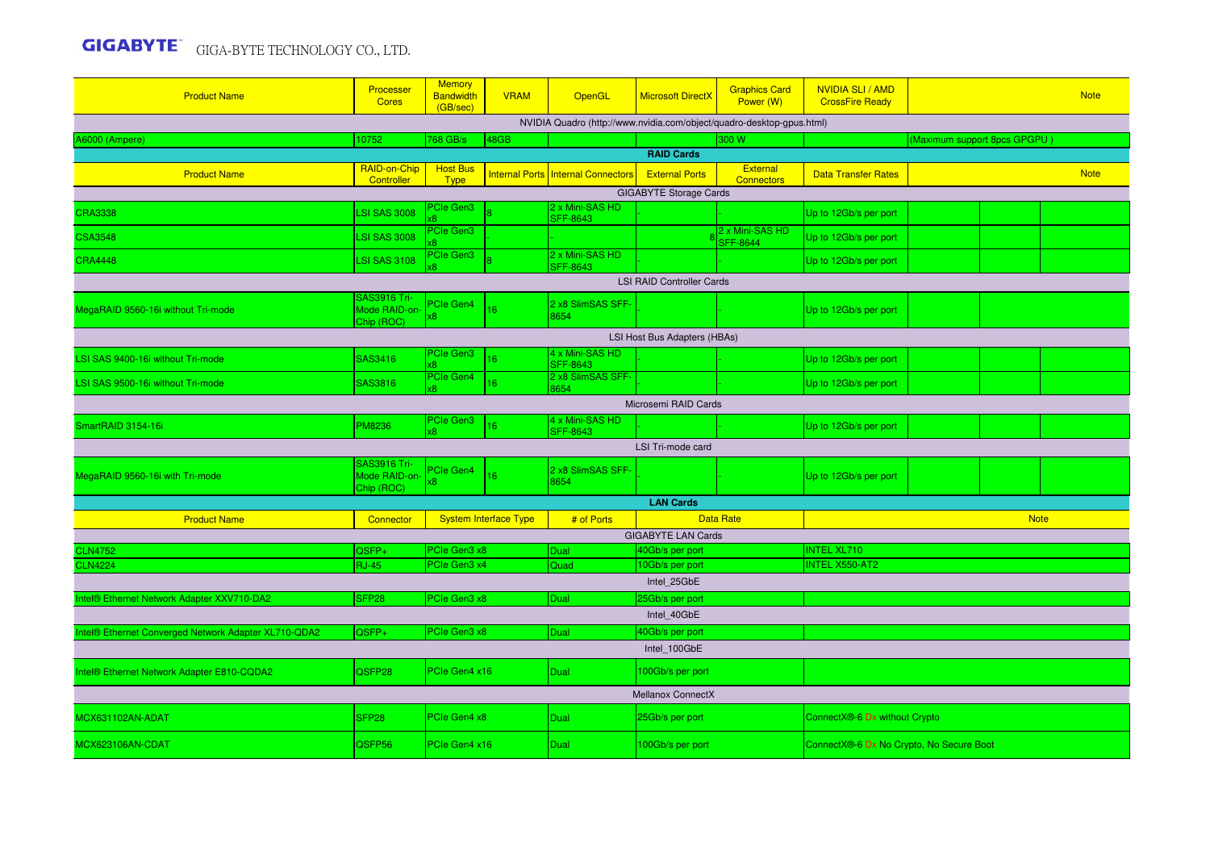| Product Name | Processer Cores | Memory Bandwidth (GB/sec) | VRAM | OpenGL | Microsoft DirectX | Graphics Card Power (W) | NVIDIA SLI / AMD CrossFire Ready | | | Note |
|---|---|---|---|---|---|---|---|---|---|---|
| NVIDIA Quadro (http://www.nvidia.com/object/quadro-gpus.html) | | | | | | | | | | |
| A6000 (Ampere) | 10752 | 768 GB/s | 48GB | | | 300 W | | (Maximum support 8pcs GPGPU ) | | |
| **RAID Cards** | | | | | | | | | | |
| Product Name | RAID-on-Chip Controller | Host Bus Type | Internal Ports | Internal Connectors | External Ports | External Connectors | Data Transfer Rates | | | Note |
| GIGABYTE Storage Cards | | | | | | | | | | |
| CRA3338 | LSI SAS 3008 | PCIe Gen3 x8 | 8 | 2 x Mini-SAS HD SFF-8643 | - | | Up to 12Gb/s per port | | | |
| CSA3548 | LSI SAS 3008 | PCIe Gen3 x8 | - | - | 8 | 2 x Mini-SAS HD SFF-8644 | Up to 12Gb/s per port | | | |
| CRA4448 | LSI SAS 3108 | PCIe Gen3 x8 | 8 | 2 x Mini-SAS HD SFF-8643 | - | | Up to 12Gb/s per port | | | |
| LSI RAID Controller Cards | | | | | | | | | | |
| MegaRAID 9560-16i without Tri-mode | SAS3916 Tri-Mode RAID-on-Chip (ROC) | PCIe Gen4 x8 | 16 | 2 x8 SlimSAS SFF-8654 | - | - | Up to 12Gb/s per port | | | |
| LSI Host Bus Adapters (HBAs) | | | | | | | | | | |
| LSI SAS 9400-16i without Tri-mode | SAS3416 | PCIe Gen3 x8 | 16 | 4 x Mini-SAS HD SFF-8643 | - | - | Up to 12Gb/s per port | | | |
| LSI SAS 9500-16i without Tri-mode | SAS3816 | PCIe Gen4 x8 | 16 | 2 x8 SlimSAS SFF-8654 | - | - | Up to 12Gb/s per port | | | |
| Microsemi RAID Cards | | | | | | | | | | |
| SmartRAID 3154-16i | PM8236 | PCIe Gen3 x8 | 16 | 4 x Mini-SAS HD SFF-8643 | - | - | Up to 12Gb/s per port | | | |
| LSI Tri-mode card | | | | | | | | | | |
| MegaRAID 9560-16i with Tri-mode | SAS3916 Tri-Mode RAID-on-Chip (ROC) | PCIe Gen4 x8 | 16 | 2 x8 SlimSAS SFF-8654 | - | - | Up to 12Gb/s per port | | | |
| **LAN Cards** | | | | | | | | | | |
| Product Name | Connector | System Interface Type | | # of Ports | Data Rate | | | | | Note |
| GIGABYTE LAN Cards | | | | | | | | | | |
| CLN4752 | QSFP+ | PCIe Gen3 x8 | | Dual | 40Gb/s per port | | INTEL XL710 | | | |
| CLN4224 | RJ-45 | PCIe Gen3 x4 | | Quad | 10Gb/s per port | | INTEL X550-AT2 | | | |
| Intel_25GbE | | | | | | | | | | |
| Intel® Ethernet Network Adapter XXV710-DA2 | SFP28 | PCIe Gen3 x8 | | Dual | 25Gb/s per port | | | | | |
| Intel_40GbE | | | | | | | | | | |
| Intel® Ethernet Converged Network Adapter XL710-QDA2 | QSFP+ | PCIe Gen3 x8 | | Dual | 40Gb/s per port | | | | | |
| Intel_100GbE | | | | | | | | | | |
| Intel® Ethernet Network Adapter E810-CQDA2 | QSFP28 | PCIe Gen4 x16 | | Dual | 100Gb/s per port | | | | | |
| Mellanox ConnectX | | | | | | | | | | |
| MCX631102AN-ADAT | SFP28 | PCIe Gen4 x8 | | Dual | 25Gb/s per port | | ConnectX®-6 Dx without Crypto | | | |
| MCX623106AN-CDAT | QSFP56 | PCIe Gen4 x16 | | Dual | 100Gb/s per port | | ConnectX®-6 Dx No Crypto, No Secure Boot | | | |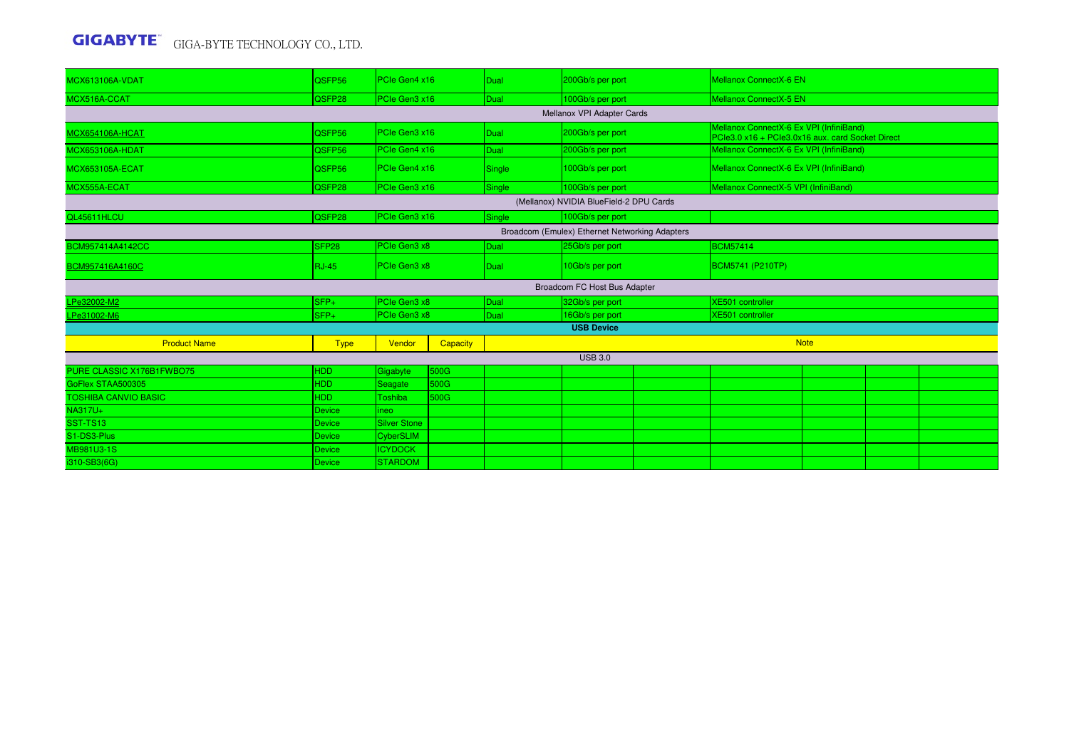| | | | | | |
|---|---|---|---|---|---|
| MCX613106A-VDAT | QSFP56 | PCIe Gen4 x16 | Dual | 200Gb/s per port | Mellanox ConnectX-6 EN |
| MCX516A-CCAT | QSFP28 | PCIe Gen3 x16 | Dual | 100Gb/s per port | Mellanox ConnectX-5 EN |
| Mellanox VPI Adapter Cards | | | | | |
| MCX654106A-HCAT | QSFP56 | PCIe Gen3 x16 | Dual | 200Gb/s per port | Mellanox ConnectX-6 Ex VPI (InfiniBand) PCIe3.0 x16 + PCIe3.0x16 aux. card Socket Direct |
| MCX653106A-HDAT | QSFP56 | PCIe Gen4 x16 | Dual | 200Gb/s per port | Mellanox ConnectX-6 Ex VPI (InfiniBand) |
| MCX653105A-ECAT | QSFP56 | PCIe Gen4 x16 | Single | 100Gb/s per port | Mellanox ConnectX-6 Ex VPI (InfiniBand) |
| MCX555A-ECAT | QSFP28 | PCIe Gen3 x16 | Single | 100Gb/s per port | Mellanox ConnectX-5 VPI (InfiniBand) |
| (Mellanox) NVIDIA BlueField-2 DPU Cards | | | | | |
| QL45611HLCU | QSFP28 | PCIe Gen3 x16 | Single | 100Gb/s per port | |
| Broadcom (Emulex) Ethernet Networking Adapters | | | | | |
| BCM957414A4142CC | SFP28 | PCIe Gen3 x8 | Dual | 25Gb/s per port | BCM57414 |
| BCM957416A4160C | RJ-45 | PCIe Gen3 x8 | Dual | 10Gb/s per port | BCM5741 (P210TP) |
| Broadcom FC Host Bus Adapter | | | | | |
| LPe32002-M2 | SFP+ | PCIe Gen3 x8 | Dual | 32Gb/s per port | XE501 controller |
| LPe31002-M6 | SFP+ | PCIe Gen3 x8 | Dual | 16Gb/s per port | XE501 controller |

**USB Device**

| Product Name | Type | Vendor | Capacity | Note |
|---|---|---|---|---|
| USB 3.0 | | | | |
| PURE CLASSIC X176B1FWBO75 | HDD | Gigabyte | 500G | |
| GoFlex STAA500305 | HDD | Seagate | 500G | |
| TOSHIBA CANVIO BASIC | HDD | Toshiba | 500G | |
| NA317U+ | Device | ineo | | |
| SST-TS13 | Device | Silver Stone | | |
| S1-DS3-Plus | Device | CyberSLIM | | |
| MB981U3-1S | Device | ICYDOCK | | |
| i310-SB3(6G) | Device | STARDOM | | |